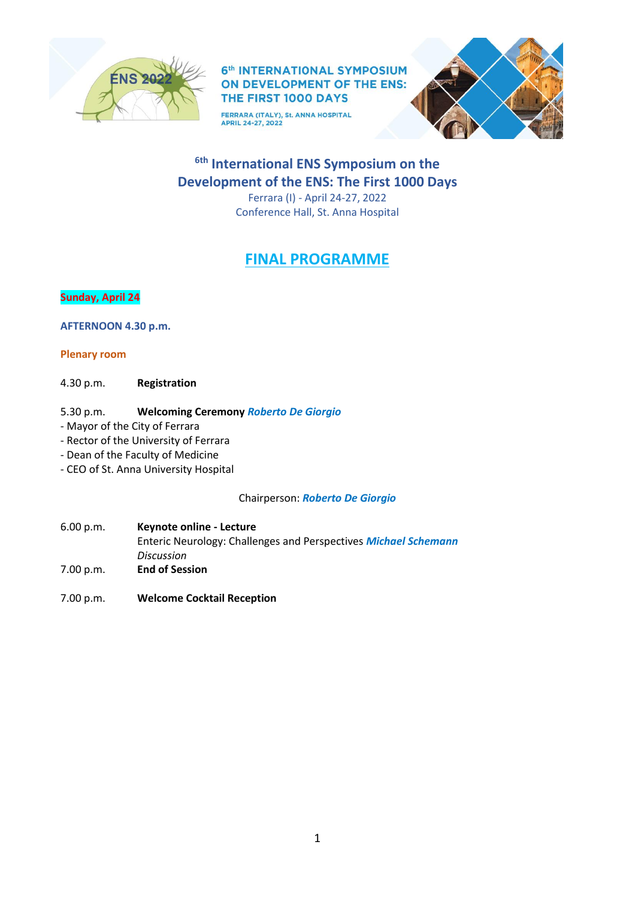6th INTERNATIONAL SYMPOSIUM ON DEVELOPMENT OF THE ENS: THE FIRST 1000 DAYS

FERRARA (ITALY), St. ANNA HOSPITAL
APRIL 24-27, 2022

# 6th International ENS Symposium on the Development of the ENS: The First 1000 Days

Ferrara (I) - April 24-27, 2022
Conference Hall, St. Anna Hospital

## FINAL PROGRAMME

**Sunday, April 24**

**AFTERNOON 4.30 p.m.**

**Plenary room**

4.30 p.m. **Registration**

5.30 p.m. **Welcoming Ceremony** ***Roberto De Giorgio***

- Mayor of the City of Ferrara
- Rector of the University of Ferrara
- Dean of the Faculty of Medicine
- CEO of St. Anna University Hospital

Chairperson: ***Roberto De Giorgio***

6.00 p.m. **Keynote online - Lecture**
Enteric Neurology: Challenges and Perspectives ***Michael Schemann***
*Discussion*

7.00 p.m. **End of Session**

7.00 p.m. **Welcome Cocktail Reception**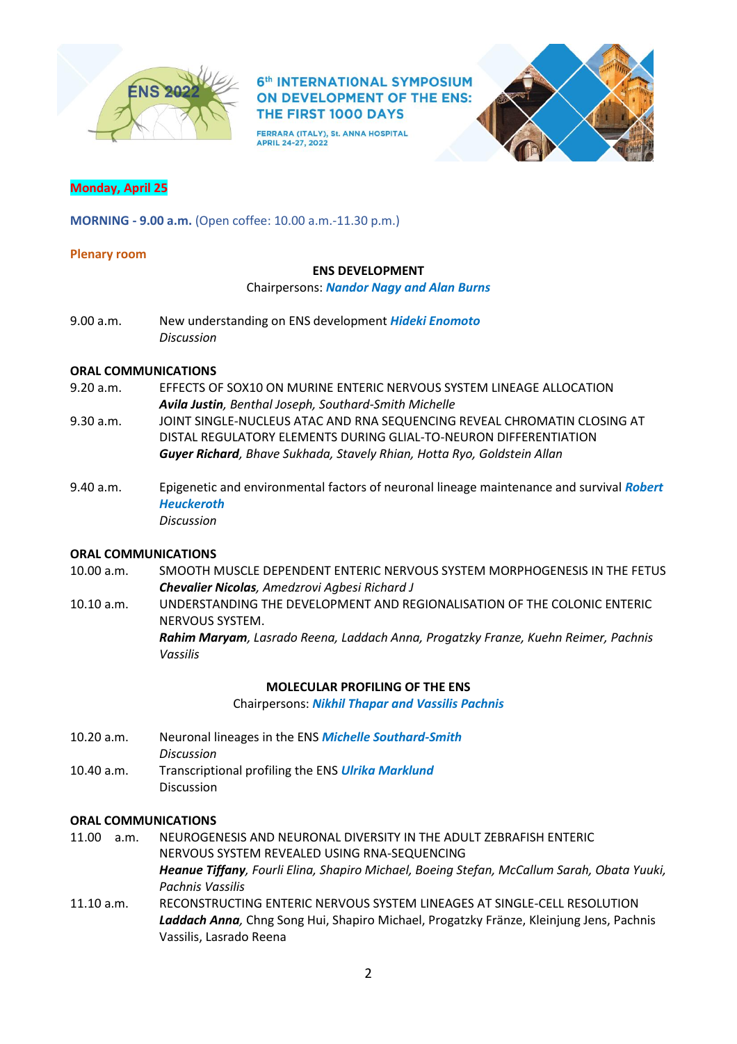**Monday, April 25**

**MORNING - 9.00 a.m.** (Open coffee: 10.00 a.m.-11.30 p.m.)

**Plenary room**

**ENS DEVELOPMENT**

Chairpersons: ***Nandor Nagy and Alan Burns***

9.00 a.m. New understanding on ENS development ***Hideki Enomoto***
*Discussion*

**ORAL COMMUNICATIONS**

9.20 a.m. EFFECTS OF SOX10 ON MURINE ENTERIC NERVOUS SYSTEM LINEAGE ALLOCATION
***Avila Justin****, Benthal Joseph, Southard-Smith Michelle*

9.30 a.m. JOINT SINGLE-NUCLEUS ATAC AND RNA SEQUENCING REVEAL CHROMATIN CLOSING AT DISTAL REGULATORY ELEMENTS DURING GLIAL-TO-NEURON DIFFERENTIATION
***Guyer Richard****, Bhave Sukhada, Stavely Rhian, Hotta Ryo, Goldstein Allan*

9.40 a.m. Epigenetic and environmental factors of neuronal lineage maintenance and survival ***Robert Heuckeroth***
*Discussion*

**ORAL COMMUNICATIONS**

10.00 a.m. SMOOTH MUSCLE DEPENDENT ENTERIC NERVOUS SYSTEM MORPHOGENESIS IN THE FETUS
***Chevalier Nicolas****, Amedzrovi Agbesi Richard J*

10.10 a.m. UNDERSTANDING THE DEVELOPMENT AND REGIONALISATION OF THE COLONIC ENTERIC NERVOUS SYSTEM.
***Rahim Maryam****, Lasrado Reena, Laddach Anna, Progatzky Franze, Kuehn Reimer, Pachnis Vassilis*

**MOLECULAR PROFILING OF THE ENS**

Chairpersons: ***Nikhil Thapar and Vassilis Pachnis***

10.20 a.m. Neuronal lineages in the ENS ***Michelle Southard-Smith***
*Discussion*

10.40 a.m. Transcriptional profiling the ENS ***Ulrika Marklund***
Discussion

**ORAL COMMUNICATIONS**

11.00 a.m. NEUROGENESIS AND NEURONAL DIVERSITY IN THE ADULT ZEBRAFISH ENTERIC NERVOUS SYSTEM REVEALED USING RNA-SEQUENCING
***Heanue Tiffany****, Fourli Elina, Shapiro Michael, Boeing Stefan, McCallum Sarah, Obata Yuuki, Pachnis Vassilis*

11.10 a.m. RECONSTRUCTING ENTERIC NERVOUS SYSTEM LINEAGES AT SINGLE-CELL RESOLUTION
***Laddach Anna****, Chng Song Hui, Shapiro Michael, Progatzky Fränze, Kleinjung Jens, Pachnis Vassilis, Lasrado Reena*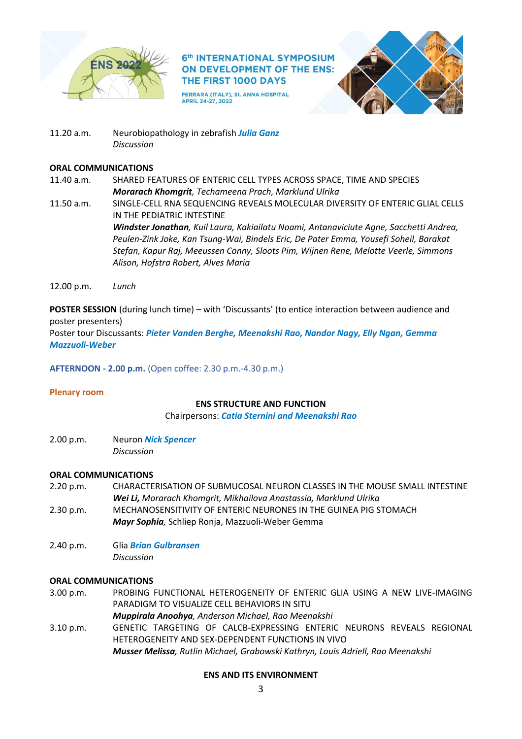11.20 a.m. Neurobiopathology in zebrafish ***Julia Ganz***
*Discussion*

**ORAL COMMUNICATIONS**

11.40 a.m. SHARED FEATURES OF ENTERIC CELL TYPES ACROSS SPACE, TIME AND SPECIES
***Morarach Khomgrit****, Techameena Prach, Marklund Ulrika*

11.50 a.m. SINGLE-CELL RNA SEQUENCING REVEALS MOLECULAR DIVERSITY OF ENTERIC GLIAL CELLS IN THE PEDIATRIC INTESTINE
***Windster Jonathan****, Kuil Laura, Kakiailatu Noami, Antanaviciute Agne, Sacchetti Andrea, Peulen-Zink Joke, Kan Tsung-Wai, Bindels Eric, De Pater Emma, Yousefi Soheil, Barakat Stefan, Kapur Raj, Meeussen Conny, Sloots Pim, Wijnen Rene, Melotte Veerle, Simmons Alison, Hofstra Robert, Alves Maria*

12.00 p.m. *Lunch*

**POSTER SESSION** (during lunch time) – with 'Discussants' (to entice interaction between audience and poster presenters)
Poster tour Discussants: ***Pieter Vanden Berghe, Meenakshi Rao, Nandor Nagy, Elly Ngan, Gemma Mazzuoli-Weber***

**AFTERNOON - 2.00 p.m.** (Open coffee: 2.30 p.m.-4.30 p.m.)

**Plenary room**

**ENS STRUCTURE AND FUNCTION**
Chairpersons: ***Catia Sternini and Meenakshi Rao***

2.00 p.m. Neuron ***Nick Spencer***
*Discussion*

**ORAL COMMUNICATIONS**

2.20 p.m. CHARACTERISATION OF SUBMUCOSAL NEURON CLASSES IN THE MOUSE SMALL INTESTINE
***Wei Li,*** *Morarach Khomgrit, Mikhailova Anastassia, Marklund Ulrika*

2.30 p.m. MECHANOSENSITIVITY OF ENTERIC NEURONES IN THE GUINEA PIG STOMACH
***Mayr Sophia****,* Schliep Ronja, Mazzuoli-Weber Gemma

2.40 p.m. Glia ***Brian Gulbransen***
*Discussion*

**ORAL COMMUNICATIONS**

3.00 p.m. PROBING FUNCTIONAL HETEROGENEITY OF ENTERIC GLIA USING A NEW LIVE-IMAGING PARADIGM TO VISUALIZE CELL BEHAVIORS IN SITU
***Muppirala Anoohya****, Anderson Michael, Rao Meenakshi*

3.10 p.m. GENETIC TARGETING OF CALCB-EXPRESSING ENTERIC NEURONS REVEALS REGIONAL HETEROGENEITY AND SEX-DEPENDENT FUNCTIONS IN VIVO
***Musser Melissa****, Rutlin Michael, Grabowski Kathryn, Louis Adriell, Rao Meenakshi*

**ENS AND ITS ENVIRONMENT**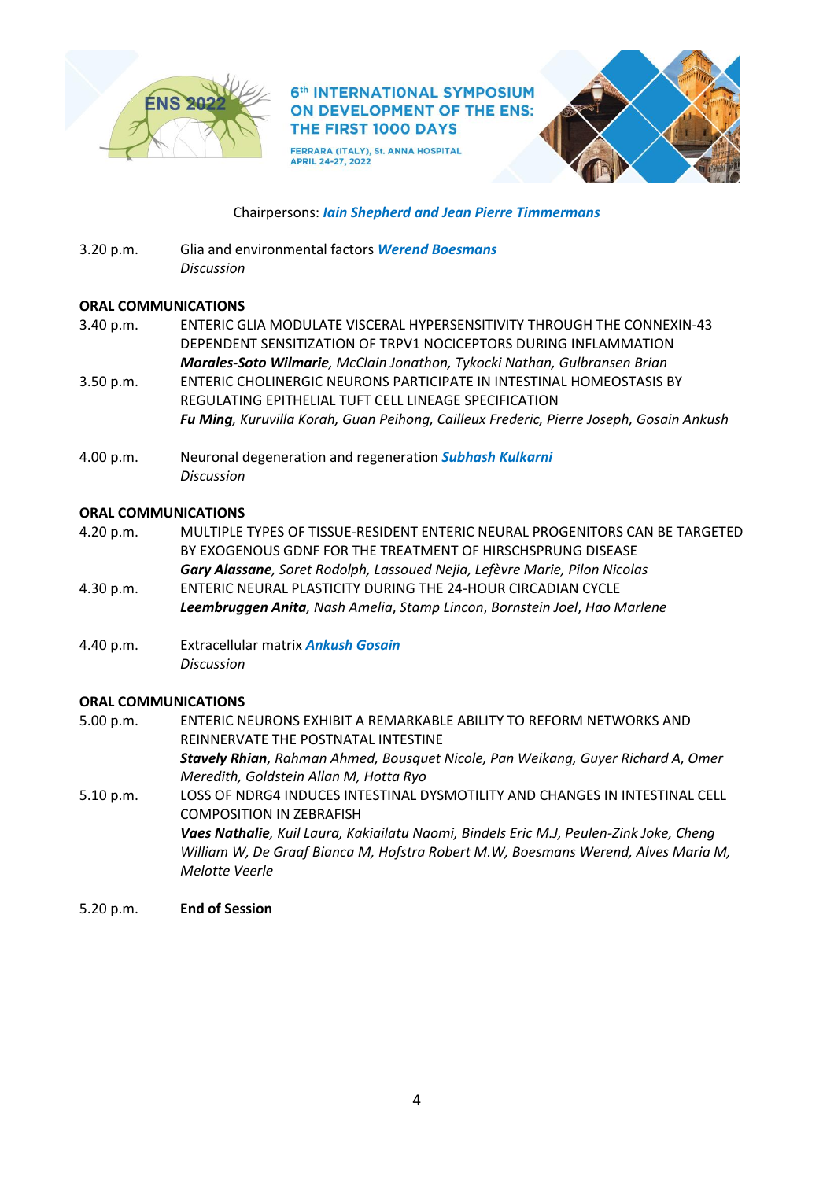Chairpersons: ***Iain Shepherd and Jean Pierre Timmermans***

3.20 p.m. Glia and environmental factors ***Werend Boesmans***
*Discussion*

**ORAL COMMUNICATIONS**

3.40 p.m. ENTERIC GLIA MODULATE VISCERAL HYPERSENSITIVITY THROUGH THE CONNEXIN-43 DEPENDENT SENSITIZATION OF TRPV1 NOCICEPTORS DURING INFLAMMATION
***Morales-Soto Wilmarie**, McClain Jonathon, Tykocki Nathan, Gulbransen Brian*

3.50 p.m. ENTERIC CHOLINERGIC NEURONS PARTICIPATE IN INTESTINAL HOMEOSTASIS BY REGULATING EPITHELIAL TUFT CELL LINEAGE SPECIFICATION
***Fu Ming**, Kuruvilla Korah, Guan Peihong, Cailleux Frederic, Pierre Joseph, Gosain Ankush*

4.00 p.m. Neuronal degeneration and regeneration ***Subhash Kulkarni***
*Discussion*

**ORAL COMMUNICATIONS**

4.20 p.m. MULTIPLE TYPES OF TISSUE-RESIDENT ENTERIC NEURAL PROGENITORS CAN BE TARGETED BY EXOGENOUS GDNF FOR THE TREATMENT OF HIRSCHSPRUNG DISEASE
***Gary Alassane**, Soret Rodolph, Lassoued Nejia, Lefèvre Marie, Pilon Nicolas*

4.30 p.m. ENTERIC NEURAL PLASTICITY DURING THE 24-HOUR CIRCADIAN CYCLE
***Leembruggen Anita**, Nash Amelia, Stamp Lincon, Bornstein Joel, Hao Marlene*

4.40 p.m. Extracellular matrix ***Ankush Gosain***
*Discussion*

**ORAL COMMUNICATIONS**

5.00 p.m. ENTERIC NEURONS EXHIBIT A REMARKABLE ABILITY TO REFORM NETWORKS AND REINNERVATE THE POSTNATAL INTESTINE
***Stavely Rhian**, Rahman Ahmed, Bousquet Nicole, Pan Weikang, Guyer Richard A, Omer Meredith, Goldstein Allan M, Hotta Ryo*

5.10 p.m. LOSS OF NDRG4 INDUCES INTESTINAL DYSMOTILITY AND CHANGES IN INTESTINAL CELL COMPOSITION IN ZEBRAFISH
***Vaes Nathalie**, Kuil Laura, Kakiailatu Naomi, Bindels Eric M.J, Peulen-Zink Joke, Cheng William W, De Graaf Bianca M, Hofstra Robert M.W, Boesmans Werend, Alves Maria M, Melotte Veerle*

5.20 p.m. **End of Session**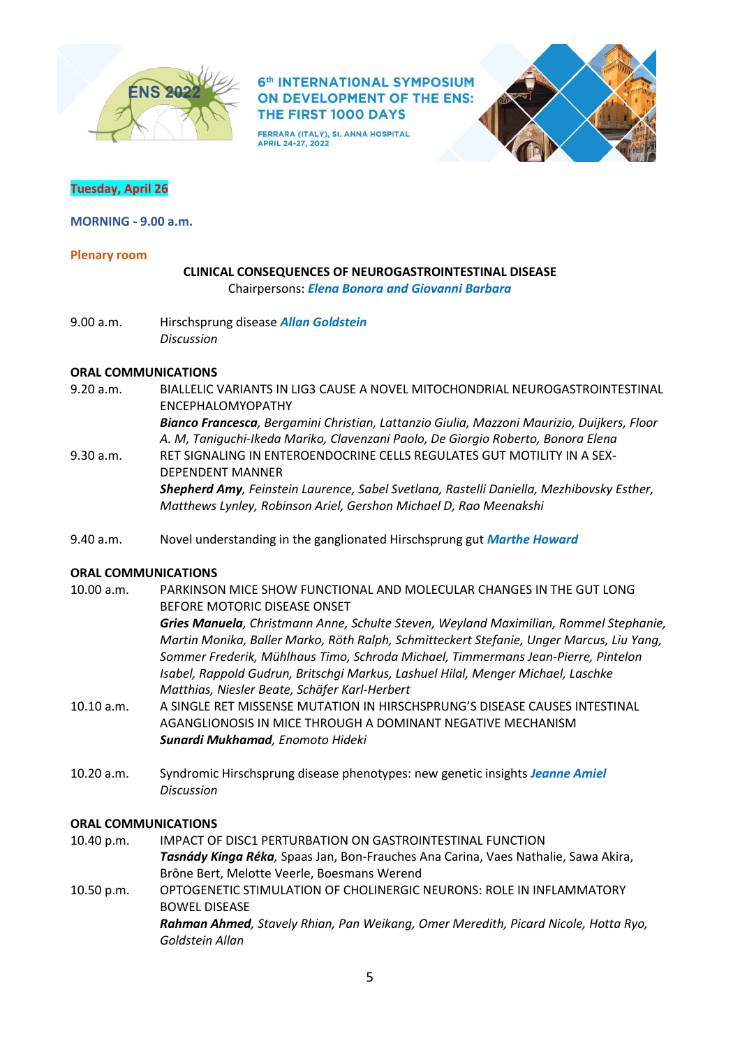**Tuesday, April 26**

**MORNING - 9.00 a.m.**

**Plenary room**

**CLINICAL CONSEQUENCES OF NEUROGASTROINTESTINAL DISEASE**
Chairpersons: ***Elena Bonora and Giovanni Barbara***

9.00 a.m. Hirschsprung disease ***Allan Goldstein***
*Discussion*

**ORAL COMMUNICATIONS**

9.20 a.m. BIALLELIC VARIANTS IN LIG3 CAUSE A NOVEL MITOCHONDRIAL NEUROGASTROINTESTINAL ENCEPHALOMYOPATHY
***Bianco Francesca**, Bergamini Christian, Lattanzio Giulia, Mazzoni Maurizio, Duijkers, Floor A. M, Taniguchi-Ikeda Mariko, Clavenzani Paolo, De Giorgio Roberto, Bonora Elena*

9.30 a.m. RET SIGNALING IN ENTEROENDOCRINE CELLS REGULATES GUT MOTILITY IN A SEX-DEPENDENT MANNER
***Shepherd Amy**, Feinstein Laurence, Sabel Svetlana, Rastelli Daniella, Mezhibovsky Esther, Matthews Lynley, Robinson Ariel, Gershon Michael D, Rao Meenakshi*

9.40 a.m. Novel understanding in the ganglionated Hirschsprung gut ***Marthe Howard***

**ORAL COMMUNICATIONS**

10.00 a.m. PARKINSON MICE SHOW FUNCTIONAL AND MOLECULAR CHANGES IN THE GUT LONG BEFORE MOTORIC DISEASE ONSET
***Gries Manuela**, Christmann Anne, Schulte Steven, Weyland Maximilian, Rommel Stephanie, Martin Monika, Baller Marko, Röth Ralph, Schmitteckert Stefanie, Unger Marcus, Liu Yang, Sommer Frederik, Mühlhaus Timo, Schroda Michael, Timmermans Jean-Pierre, Pintelon Isabel, Rappold Gudrun, Britschgi Markus, Lashuel Hilal, Menger Michael, Laschke Matthias, Niesler Beate, Schäfer Karl-Herbert*

10.10 a.m. A SINGLE RET MISSENSE MUTATION IN HIRSCHSPRUNG'S DISEASE CAUSES INTESTINAL AGANGLIONOSIS IN MICE THROUGH A DOMINANT NEGATIVE MECHANISM
***Sunardi Mukhamad**, Enomoto Hideki*

10.20 a.m. Syndromic Hirschsprung disease phenotypes: new genetic insights ***Jeanne Amiel***
*Discussion*

**ORAL COMMUNICATIONS**

10.40 p.m. IMPACT OF DISC1 PERTURBATION ON GASTROINTESTINAL FUNCTION
***Tasnády Kinga Réka**,* Spaas Jan, Bon-Frauches Ana Carina, Vaes Nathalie, Sawa Akira, Brône Bert, Melotte Veerle, Boesmans Werend

10.50 p.m. OPTOGENETIC STIMULATION OF CHOLINERGIC NEURONS: ROLE IN INFLAMMATORY BOWEL DISEASE
***Rahman Ahmed**, Stavely Rhian, Pan Weikang, Omer Meredith, Picard Nicole, Hotta Ryo, Goldstein Allan*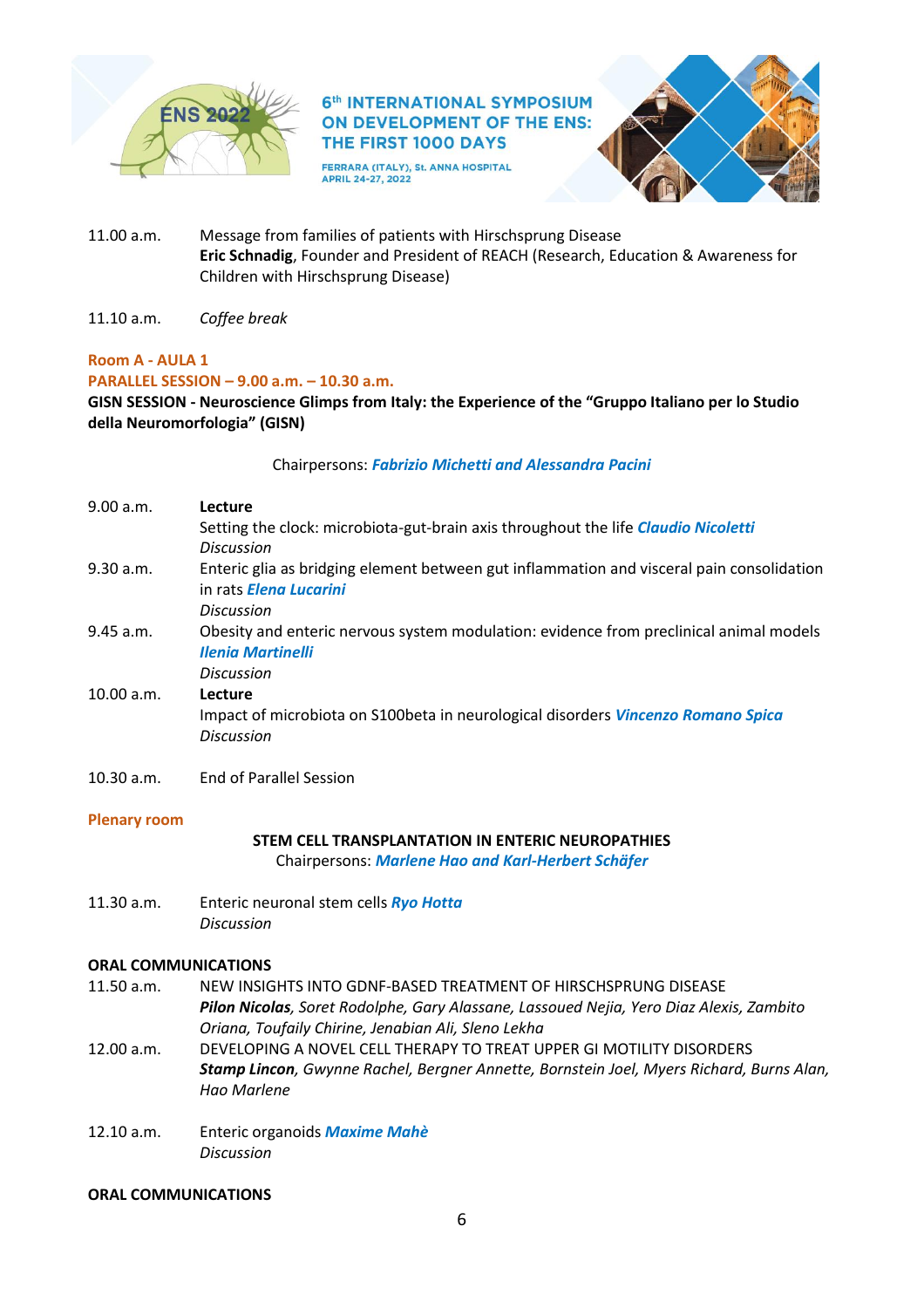11.00 a.m. Message from families of patients with Hirschsprung Disease
**Eric Schnadig**, Founder and President of REACH (Research, Education & Awareness for Children with Hirschsprung Disease)

11.10 a.m. *Coffee break*

**Room A - AULA 1**

**PARALLEL SESSION – 9.00 a.m. – 10.30 a.m.**

**GISN SESSION - Neuroscience Glimps from Italy: the Experience of the "Gruppo Italiano per lo Studio della Neuromorfologia" (GISN)**

Chairpersons: ***Fabrizio Michetti and Alessandra Pacini***

9.00 a.m. **Lecture**
Setting the clock: microbiota-gut-brain axis throughout the life ***Claudio Nicoletti***
*Discussion*

9.30 a.m. Enteric glia as bridging element between gut inflammation and visceral pain consolidation in rats ***Elena Lucarini***
*Discussion*

9.45 a.m. Obesity and enteric nervous system modulation: evidence from preclinical animal models ***Ilenia Martinelli***
*Discussion*

10.00 a.m. **Lecture**
Impact of microbiota on S100beta in neurological disorders ***Vincenzo Romano Spica***
*Discussion*

10.30 a.m. End of Parallel Session

**Plenary room**

**STEM CELL TRANSPLANTATION IN ENTERIC NEUROPATHIES**

Chairpersons: ***Marlene Hao and Karl-Herbert Schäfer***

11.30 a.m. Enteric neuronal stem cells ***Ryo Hotta***
*Discussion*

**ORAL COMMUNICATIONS**

11.50 a.m. NEW INSIGHTS INTO GDNF-BASED TREATMENT OF HIRSCHSPRUNG DISEASE
***Pilon Nicolas***, *Soret Rodolphe, Gary Alassane, Lassoued Nejia, Yero Diaz Alexis, Zambito Oriana, Toufaily Chirine, Jenabian Ali, Sleno Lekha*

12.00 a.m. DEVELOPING A NOVEL CELL THERAPY TO TREAT UPPER GI MOTILITY DISORDERS
***Stamp Lincon***, *Gwynne Rachel, Bergner Annette, Bornstein Joel, Myers Richard, Burns Alan, Hao Marlene*

12.10 a.m. Enteric organoids ***Maxime Mahè***
*Discussion*

**ORAL COMMUNICATIONS**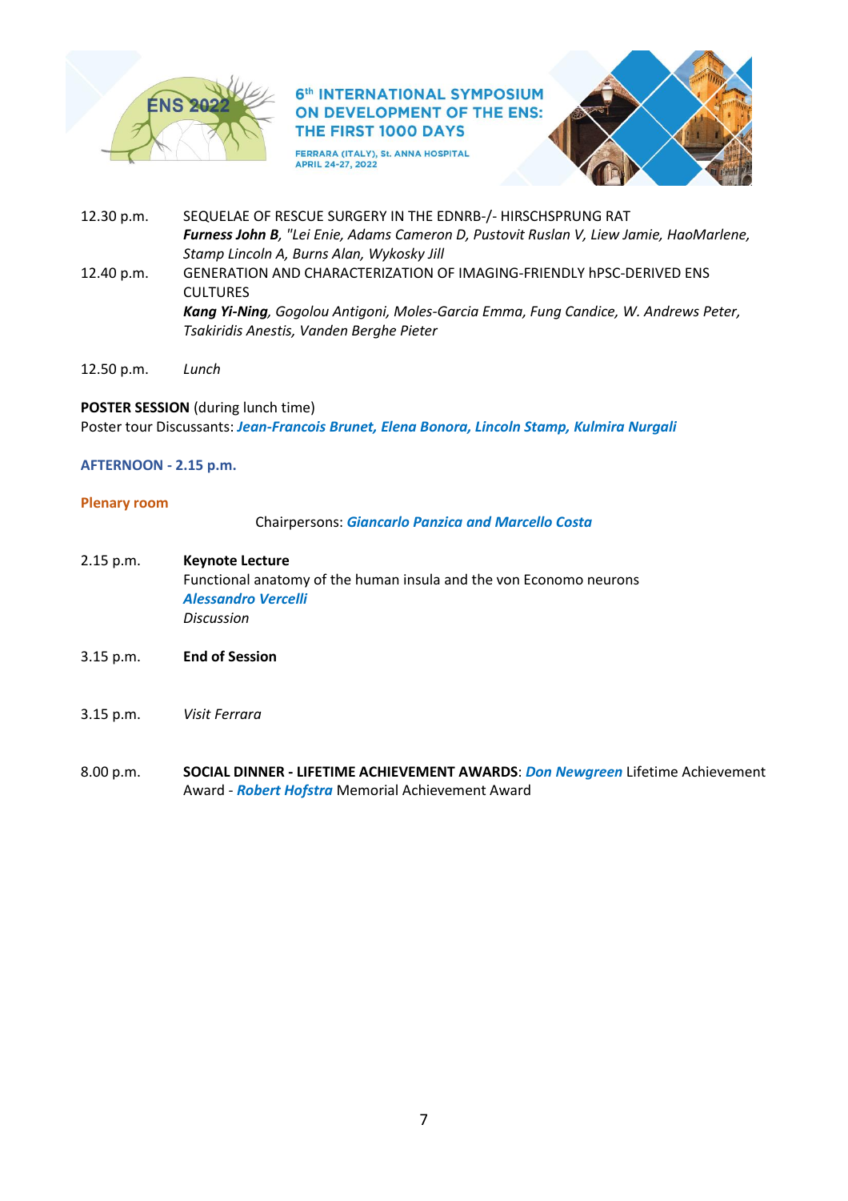12.30 p.m. SEQUELAE OF RESCUE SURGERY IN THE EDNRB-/- HIRSCHSPRUNG RAT
***Furness John B**, "Lei Enie, Adams Cameron D, Pustovit Ruslan V, Liew Jamie, HaoMarlene, Stamp Lincoln A, Burns Alan, Wykosky Jill*

12.40 p.m. GENERATION AND CHARACTERIZATION OF IMAGING-FRIENDLY hPSC-DERIVED ENS CULTURES
***Kang Yi-Ning**, Gogolou Antigoni, Moles-Garcia Emma, Fung Candice, W. Andrews Peter, Tsakiridis Anestis, Vanden Berghe Pieter*

12.50 p.m. *Lunch*

**POSTER SESSION** (during lunch time)
Poster tour Discussants: ***Jean-Francois Brunet, Elena Bonora, Lincoln Stamp, Kulmira Nurgali***

**AFTERNOON - 2.15 p.m.**

**Plenary room**

Chairpersons: ***Giancarlo Panzica and Marcello Costa***

2.15 p.m. **Keynote Lecture**
Functional anatomy of the human insula and the von Economo neurons
***Alessandro Vercelli***
*Discussion*

3.15 p.m. **End of Session**

3.15 p.m. *Visit Ferrara*

8.00 p.m. **SOCIAL DINNER - LIFETIME ACHIEVEMENT AWARDS**: ***Don Newgreen*** Lifetime Achievement Award - ***Robert Hofstra*** Memorial Achievement Award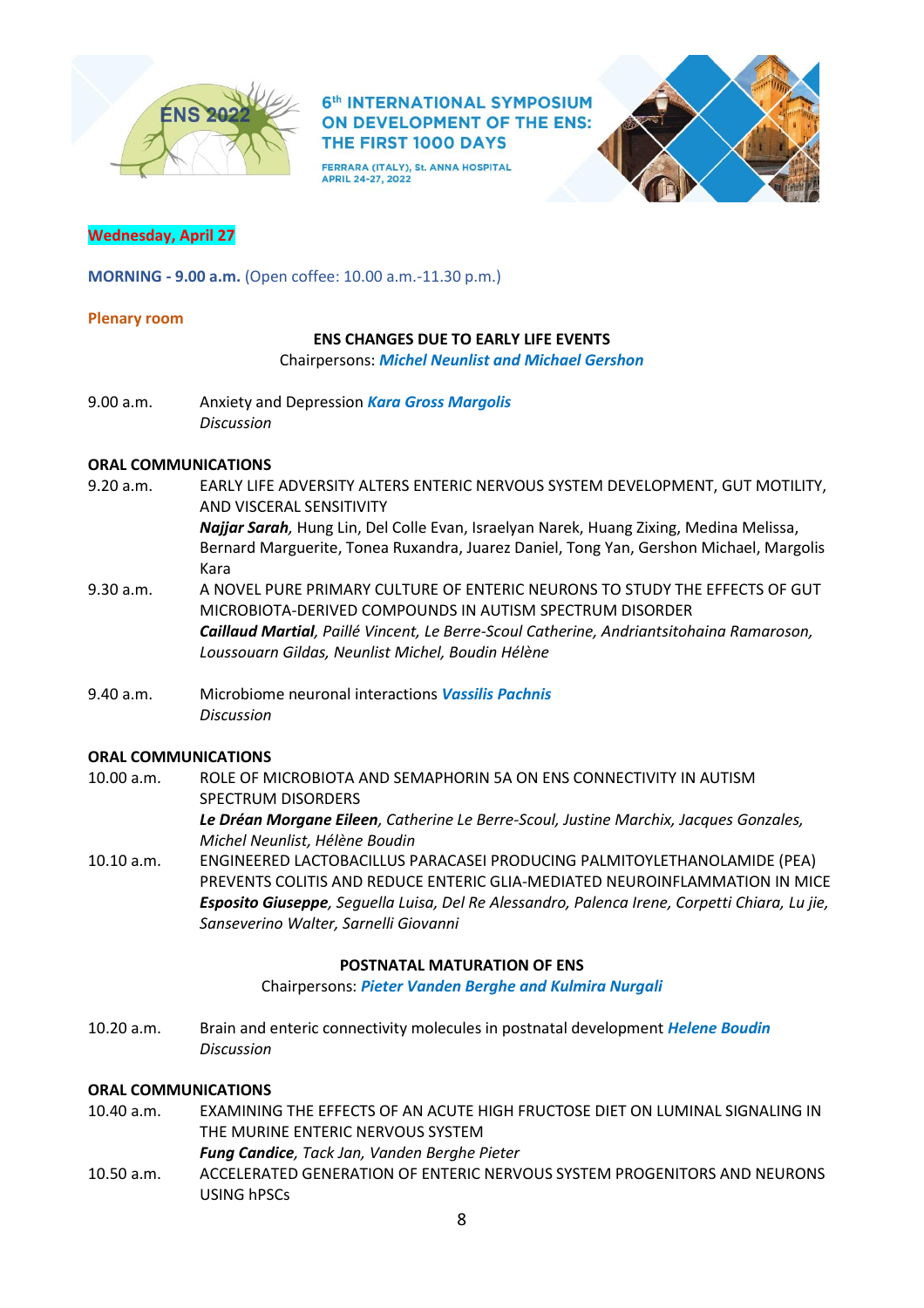**Wednesday, April 27**

**MORNING - 9.00 a.m.** (Open coffee: 10.00 a.m.-11.30 p.m.)

**Plenary room**

**ENS CHANGES DUE TO EARLY LIFE EVENTS**

Chairpersons: ***Michel Neunlist and Michael Gershon***

9.00 a.m. Anxiety and Depression ***Kara Gross Margolis***
*Discussion*

**ORAL COMMUNICATIONS**

9.20 a.m. EARLY LIFE ADVERSITY ALTERS ENTERIC NERVOUS SYSTEM DEVELOPMENT, GUT MOTILITY, AND VISCERAL SENSITIVITY
***Najjar Sarah***, Hung Lin, Del Colle Evan, Israelyan Narek, Huang Zixing, Medina Melissa, Bernard Marguerite, Tonea Ruxandra, Juarez Daniel, Tong Yan, Gershon Michael, Margolis Kara

9.30 a.m. A NOVEL PURE PRIMARY CULTURE OF ENTERIC NEURONS TO STUDY THE EFFECTS OF GUT MICROBIOTA-DERIVED COMPOUNDS IN AUTISM SPECTRUM DISORDER
***Caillaud Martial****, Paillé Vincent, Le Berre-Scoul Catherine, Andriantsitohaina Ramaroson, Loussouarn Gildas, Neunlist Michel, Boudin Hélène*

9.40 a.m. Microbiome neuronal interactions ***Vassilis Pachnis***
*Discussion*

**ORAL COMMUNICATIONS**

10.00 a.m. ROLE OF MICROBIOTA AND SEMAPHORIN 5A ON ENS CONNECTIVITY IN AUTISM SPECTRUM DISORDERS
***Le Dréan Morgane Eileen****, Catherine Le Berre-Scoul, Justine Marchix, Jacques Gonzales, Michel Neunlist, Hélène Boudin*

10.10 a.m. ENGINEERED LACTOBACILLUS PARACASEI PRODUCING PALMITOYLETHANOLAMIDE (PEA) PREVENTS COLITIS AND REDUCE ENTERIC GLIA-MEDIATED NEUROINFLAMMATION IN MICE
***Esposito Giuseppe****, Seguella Luisa, Del Re Alessandro, Palenca Irene, Corpetti Chiara, Lu jie, Sanseverino Walter, Sarnelli Giovanni*

**POSTNATAL MATURATION OF ENS**

Chairpersons: ***Pieter Vanden Berghe and Kulmira Nurgali***

10.20 a.m. Brain and enteric connectivity molecules in postnatal development ***Helene Boudin***
*Discussion*

**ORAL COMMUNICATIONS**

10.40 a.m. EXAMINING THE EFFECTS OF AN ACUTE HIGH FRUCTOSE DIET ON LUMINAL SIGNALING IN THE MURINE ENTERIC NERVOUS SYSTEM
***Fung Candice****, Tack Jan, Vanden Berghe Pieter*

10.50 a.m. ACCELERATED GENERATION OF ENTERIC NERVOUS SYSTEM PROGENITORS AND NEURONS USING hPSCs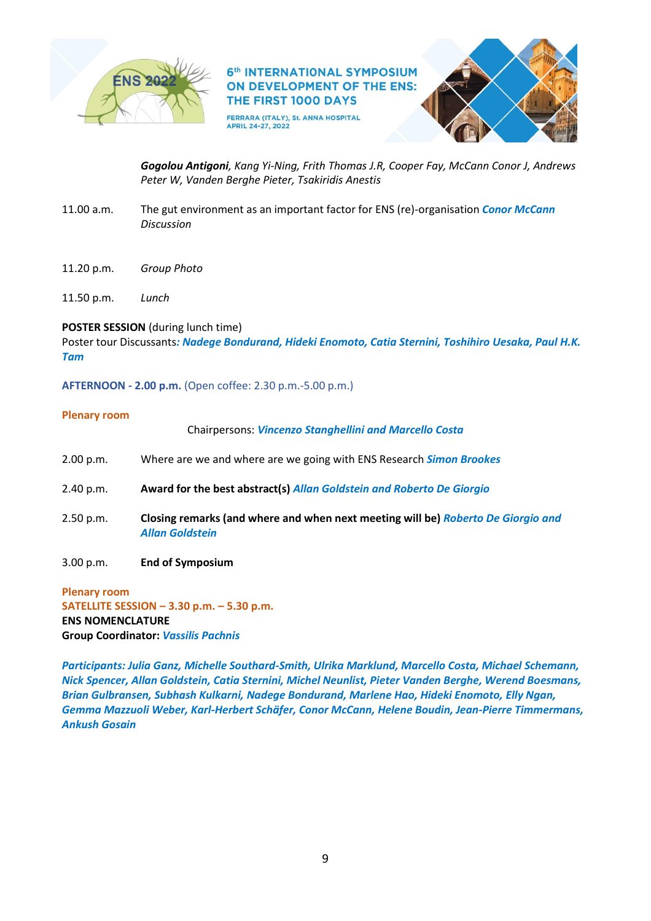***Gogolou Antigoni**, Kang Yi-Ning, Frith Thomas J.R, Cooper Fay, McCann Conor J, Andrews Peter W, Vanden Berghe Pieter, Tsakiridis Anestis*

11.00 a.m. The gut environment as an important factor for ENS (re)-organisation ***Conor McCann***
*Discussion*

11.20 p.m. *Group Photo*

11.50 p.m. *Lunch*

**POSTER SESSION** (during lunch time)
Poster tour Discussants***: Nadege Bondurand, Hideki Enomoto, Catia Sternini, Toshihiro Uesaka, Paul H.K. Tam***

**AFTERNOON - 2.00 p.m.** (Open coffee: 2.30 p.m.-5.00 p.m.)

**Plenary room**

Chairpersons: ***Vincenzo Stanghellini and Marcello Costa***

2.00 p.m. Where are we and where are we going with ENS Research ***Simon Brookes***

2.40 p.m. **Award for the best abstract(s)** ***Allan Goldstein and Roberto De Giorgio***

2.50 p.m. **Closing remarks (and where and when next meeting will be)** ***Roberto De Giorgio and Allan Goldstein***

3.00 p.m. **End of Symposium**

**Plenary room**
**SATELLITE SESSION – 3.30 p.m. – 5.30 p.m.**
**ENS NOMENCLATURE**
**Group Coordinator:** ***Vassilis Pachnis***

***Participants: Julia Ganz, Michelle Southard-Smith, Ulrika Marklund, Marcello Costa, Michael Schemann, Nick Spencer, Allan Goldstein, Catia Sternini, Michel Neunlist, Pieter Vanden Berghe, Werend Boesmans, Brian Gulbransen, Subhash Kulkarni, Nadege Bondurand, Marlene Hao, Hideki Enomoto, Elly Ngan, Gemma Mazzuoli Weber, Karl-Herbert Schäfer, Conor McCann, Helene Boudin, Jean-Pierre Timmermans, Ankush Gosain***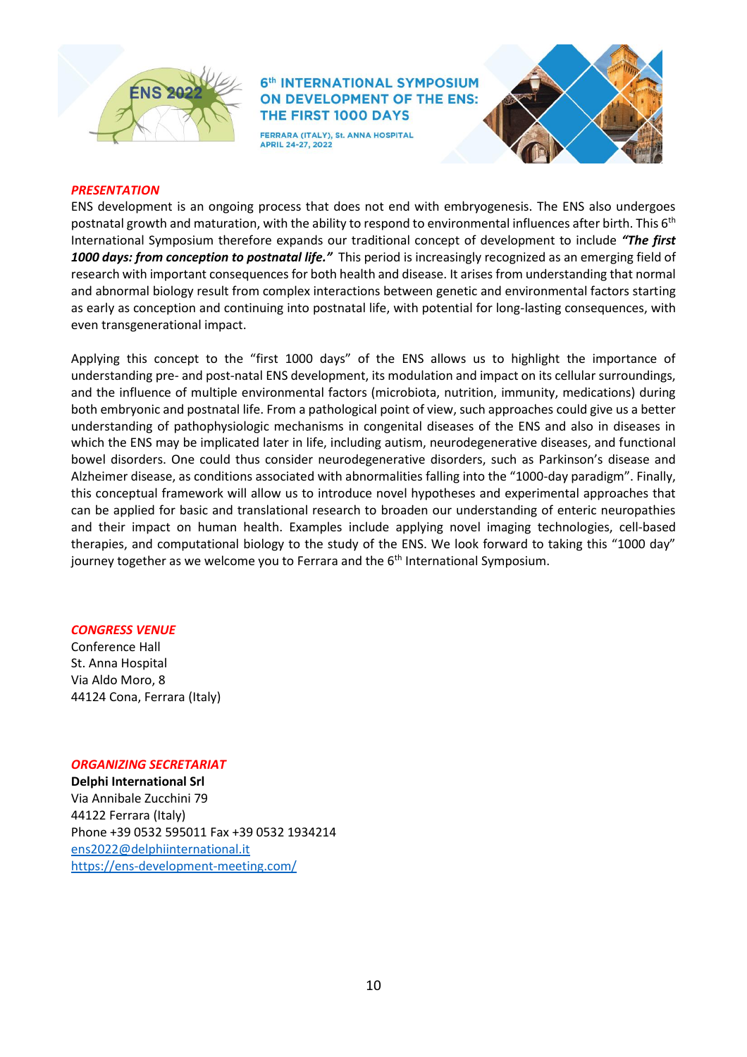6th INTERNATIONAL SYMPOSIUM ON DEVELOPMENT OF THE ENS: THE FIRST 1000 DAYS

FERRARA (ITALY), St. ANNA HOSPITAL
APRIL 24-27, 2022

## *PRESENTATION*

ENS development is an ongoing process that does not end with embryogenesis. The ENS also undergoes postnatal growth and maturation, with the ability to respond to environmental influences after birth. This 6th International Symposium therefore expands our traditional concept of development to include ***"The first 1000 days: from conception to postnatal life."*** This period is increasingly recognized as an emerging field of research with important consequences for both health and disease. It arises from understanding that normal and abnormal biology result from complex interactions between genetic and environmental factors starting as early as conception and continuing into postnatal life, with potential for long-lasting consequences, with even transgenerational impact.

Applying this concept to the "first 1000 days" of the ENS allows us to highlight the importance of understanding pre- and post-natal ENS development, its modulation and impact on its cellular surroundings, and the influence of multiple environmental factors (microbiota, nutrition, immunity, medications) during both embryonic and postnatal life. From a pathological point of view, such approaches could give us a better understanding of pathophysiologic mechanisms in congenital diseases of the ENS and also in diseases in which the ENS may be implicated later in life, including autism, neurodegenerative diseases, and functional bowel disorders. One could thus consider neurodegenerative disorders, such as Parkinson's disease and Alzheimer disease, as conditions associated with abnormalities falling into the "1000-day paradigm". Finally, this conceptual framework will allow us to introduce novel hypotheses and experimental approaches that can be applied for basic and translational research to broaden our understanding of enteric neuropathies and their impact on human health. Examples include applying novel imaging technologies, cell-based therapies, and computational biology to the study of the ENS. We look forward to taking this "1000 day" journey together as we welcome you to Ferrara and the 6th International Symposium.

## *CONGRESS VENUE*

Conference Hall
St. Anna Hospital
Via Aldo Moro, 8
44124 Cona, Ferrara (Italy)

## *ORGANIZING SECRETARIAT*

**Delphi International Srl**
Via Annibale Zucchini 79
44122 Ferrara (Italy)
Phone +39 0532 595011 Fax +39 0532 1934214
ens2022@delphiinternational.it
https://ens-development-meeting.com/